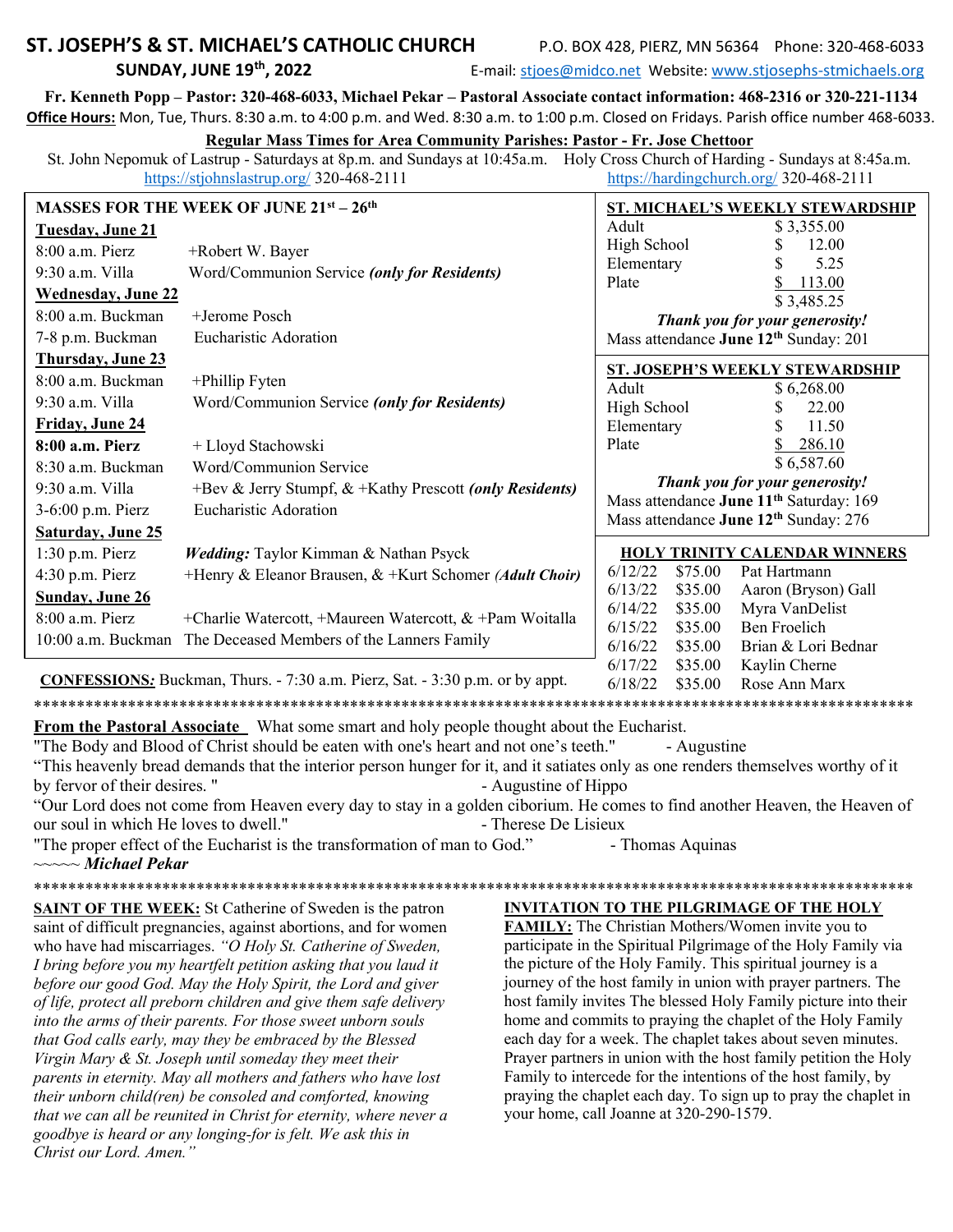# ST. JOSEPH'S & ST. MICHAEL'S CATHOLIC CHURCH

P.O. BOX 428, PIERZ, MN 56364 Phone: 320-468-6033

**SUNDAY, JUNE 19th, 2022**

E-mail: stjoes@midco.net Website: www.stjosephs-stmichaels.org

**Fr. Kenneth Popp – Pastor: 320-468-6033, Michael Pekar – Pastoral Associate contact information: 468-2316 or 320-221-1134**

**Office Hours:** Mon, Tue, Thurs. 8:30 a.m. to 4:00 p.m. and Wed. 8:30 a.m. to 1:00 p.m. Closed on Fridays. Parish office number 468-6033.

**Regular Mass Times for Area Community Parishes: Pastor - Fr. Jose Chettoor**

St. John Nepomuk of Lastrup - Saturdays at 8p.m. and Sundays at 10:45a.m. https://stjohnslastrup.org/ 320-468-2111

Holy Cross Church of Harding - Sundays at 8:45a.m. https://hardingchurch.org/ 320-468-2111

## MASSES FOR THE WEEK OF JUNE 21st – 26th

**Tuesday, June 21**

| | |
|---|---|
| 8:00 a.m. Pierz | +Robert W. Bayer |
| 9:30 a.m. Villa | Word/Communion Service ***(only for Residents)*** |

**Wednesday, June 22**

| | |
|---|---|
| 8:00 a.m. Buckman | +Jerome Posch |
| 7-8 p.m. Buckman | Eucharistic Adoration |

**Thursday, June 23**

| | |
|---|---|
| 8:00 a.m. Buckman | +Phillip Fyten |
| 9:30 a.m. Villa | Word/Communion Service ***(only for Residents)*** |

**Friday, June 24**

| | |
|---|---|
| **8:00 a.m. Pierz** | + Lloyd Stachowski |
| 8:30 a.m. Buckman | Word/Communion Service |
| 9:30 a.m. Villa | +Bev & Jerry Stumpf, & +Kathy Prescott ***(only Residents)*** |
| 3-6:00 p.m. Pierz | Eucharistic Adoration |

**Saturday, June 25**

| | |
|---|---|
| 1:30 p.m. Pierz | ***Wedding:*** Taylor Kimman & Nathan Psyck |
| 4:30 p.m. Pierz | +Henry & Eleanor Brausen, & +Kurt Schomer ***(Adult Choir)*** |

**Sunday, June 26**

| | |
|---|---|
| 8:00 a.m. Pierz | +Charlie Watercott, +Maureen Watercott, & +Pam Woitalla |
| 10:00 a.m. Buckman | The Deceased Members of the Lanners Family |

**CONFESSIONS*:*** Buckman, Thurs. - 7:30 a.m. Pierz, Sat. - 3:30 p.m. or by appt.

## ST. MICHAEL'S WEEKLY STEWARDSHIP

| | |
|---|---|
| Adult | $ 3,355.00 |
| High School | $ 12.00 |
| Elementary | $ 5.25 |
| Plate | $ 113.00 |
| | $ 3,485.25 |

***Thank you for your generosity!***

Mass attendance **June 12th** Sunday: 201

## ST. JOSEPH'S WEEKLY STEWARDSHIP

| | |
|---|---|
| Adult | $ 6,268.00 |
| High School | $ 22.00 |
| Elementary | $ 11.50 |
| Plate | $ 286.10 |
| | $ 6,587.60 |

***Thank you for your generosity!***

Mass attendance **June 11th** Saturday: 169

Mass attendance **June 12th** Sunday: 276

## HOLY TRINITY CALENDAR WINNERS

| | | |
|---|---|---|
| 6/12/22 | $75.00 | Pat Hartmann |
| 6/13/22 | $35.00 | Aaron (Bryson) Gall |
| 6/14/22 | $35.00 | Myra VanDelist |
| 6/15/22 | $35.00 | Ben Froelich |
| 6/16/22 | $35.00 | Brian & Lori Bednar |
| 6/17/22 | $35.00 | Kaylin Cherne |
| 6/18/22 | $35.00 | Rose Ann Marx |

***************************************************************************************************

**From the Pastoral Associate** What some smart and holy people thought about the Eucharist.

"The Body and Blood of Christ should be eaten with one's heart and not one's teeth." - Augustine

"This heavenly bread demands that the interior person hunger for it, and it satiates only as one renders themselves worthy of it by fervor of their desires. " - Augustine of Hippo

"Our Lord does not come from Heaven every day to stay in a golden ciborium. He comes to find another Heaven, the Heaven of our soul in which He loves to dwell." - Therese De Lisieux

"The proper effect of the Eucharist is the transformation of man to God." - Thomas Aquinas

~~~~~ ***Michael Pekar***

***************************************************************************************************

**SAINT OF THE WEEK:** St Catherine of Sweden is the patron saint of difficult pregnancies, against abortions, and for women who have had miscarriages. *"O Holy St. Catherine of Sweden, I bring before you my heartfelt petition asking that you laud it before our good God. May the Holy Spirit, the Lord and giver of life, protect all preborn children and give them safe delivery into the arms of their parents. For those sweet unborn souls that God calls early, may they be embraced by the Blessed Virgin Mary & St. Joseph until someday they meet their parents in eternity. May all mothers and fathers who have lost their unborn child(ren) be consoled and comforted, knowing that we can all be reunited in Christ for eternity, where never a goodbye is heard or any longing-for is felt. We ask this in Christ our Lord. Amen."*

**INVITATION TO THE PILGRIMAGE OF THE HOLY FAMILY:** The Christian Mothers/Women invite you to participate in the Spiritual Pilgrimage of the Holy Family via the picture of the Holy Family. This spiritual journey is a journey of the host family in union with prayer partners. The host family invites The blessed Holy Family picture into their home and commits to praying the chaplet of the Holy Family each day for a week. The chaplet takes about seven minutes. Prayer partners in union with the host family petition the Holy Family to intercede for the intentions of the host family, by praying the chaplet each day. To sign up to pray the chaplet in your home, call Joanne at 320-290-1579.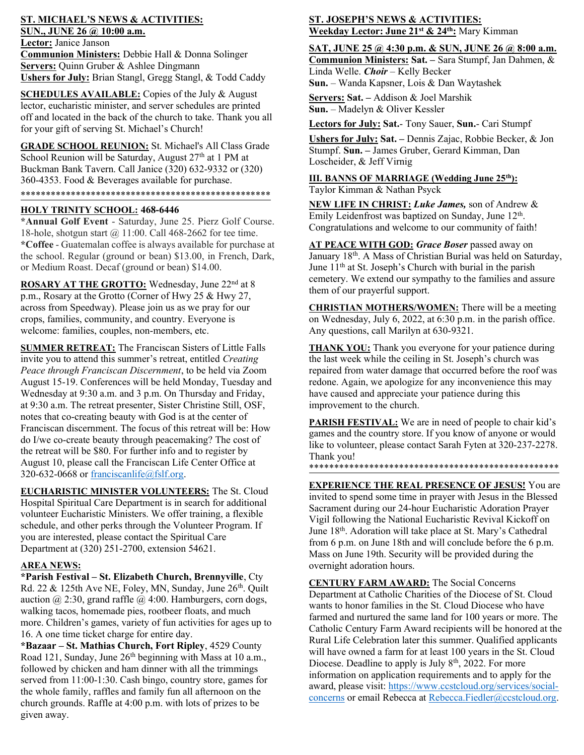**ST. MICHAEL'S NEWS & ACTIVITIES:**
**SUN., JUNE 26 @ 10:00 a.m.**
**Lector:** Janice Janson
**Communion Ministers:** Debbie Hall & Donna Solinger
**Servers:** Quinn Gruber & Ashlee Dingmann
**Ushers for July:** Brian Stangl, Gregg Stangl, & Todd Caddy

**SCHEDULES AVAILABLE:** Copies of the July & August lector, eucharistic minister, and server schedules are printed off and located in the back of the church to take. Thank you all for your gift of serving St. Michael's Church!

**GRADE SCHOOL REUNION:** St. Michael's All Class Grade School Reunion will be Saturday, August 27th at 1 PM at Buckman Bank Tavern. Call Janice (320) 632-9332 or (320) 360-4353. Food & Beverages available for purchase.

\*\*\*\*\*\*\*\*\*\*\*\*\*\*\*\*\*\*\*\*\*\*\*\*\*\*\*\*\*\*\*\*\*\*\*\*\*\*\*\*\*\*\*\*\*\*\*\*\*\*\*\*

**HOLY TRINITY SCHOOL: 468-6446**

***Annual Golf Event** - Saturday, June 25. Pierz Golf Course. 18-hole, shotgun start @ 11:00. Call 468-2662 for tee time.

***Coffee** - Guatemalan coffee is always available for purchase at the school. Regular (ground or bean) $13.00, in French, Dark, or Medium Roast. Decaf (ground or bean) $14.00.

**ROSARY AT THE GROTTO:** Wednesday, June 22nd at 8 p.m., Rosary at the Grotto (Corner of Hwy 25 & Hwy 27, across from Speedway). Please join us as we pray for our crops, families, community, and country. Everyone is welcome: families, couples, non-members, etc.

**SUMMER RETREAT:** The Franciscan Sisters of Little Falls invite you to attend this summer's retreat, entitled *Creating Peace through Franciscan Discernment*, to be held via Zoom August 15-19. Conferences will be held Monday, Tuesday and Wednesday at 9:30 a.m. and 3 p.m. On Thursday and Friday, at 9:30 a.m. The retreat presenter, Sister Christine Still, OSF, notes that co-creating beauty with God is at the center of Franciscan discernment. The focus of this retreat will be: How do I/we co-create beauty through peacemaking? The cost of the retreat will be $80. For further info and to register by August 10, please call the Franciscan Life Center Office at 320-632-0668 or franciscanlife@fslf.org.

**EUCHARISTIC MINISTER VOLUNTEERS:** The St. Cloud Hospital Spiritual Care Department is in search for additional volunteer Eucharistic Ministers. We offer training, a flexible schedule, and other perks through the Volunteer Program. If you are interested, please contact the Spiritual Care Department at (320) 251-2700, extension 54621.

**AREA NEWS:**

***Parish Festival – St. Elizabeth Church, Brennyville**, Cty Rd. 22 & 125th Ave NE, Foley, MN, Sunday, June 26th. Quilt auction @ 2:30, grand raffle @ 4:00. Hamburgers, corn dogs, walking tacos, homemade pies, rootbeer floats, and much more. Children's games, variety of fun activities for ages up to 16. A one time ticket charge for entire day.

***Bazaar – St. Mathias Church, Fort Ripley**, 4529 County Road 121, Sunday, June 26th beginning with Mass at 10 a.m., followed by chicken and ham dinner with all the trimmings served from 11:00-1:30. Cash bingo, country store, games for the whole family, raffles and family fun all afternoon on the church grounds. Raffle at 4:00 p.m. with lots of prizes to be given away.

**ST. JOSEPH'S NEWS & ACTIVITIES:**
**Weekday Lector: June 21st & 24th:** Mary Kimman

**SAT, JUNE 25 @ 4:30 p.m. & SUN, JUNE 26 @ 8:00 a.m.**
**Communion Ministers: Sat. –** Sara Stumpf, Jan Dahmen, & Linda Welle. ***Choir*** – Kelly Becker
**Sun.** – Wanda Kapsner, Lois & Dan Waytashek

**Servers: Sat. –** Addison & Joel Marshik
**Sun.** – Madelyn & Oliver Kessler

**Lectors for July: Sat.**- Tony Sauer, **Sun.**- Cari Stumpf

**Ushers for July: Sat. –** Dennis Zajac, Robbie Becker, & Jon Stumpf. **Sun. –** James Gruber, Gerard Kimman, Dan Loscheider, & Jeff Virnig

**III. BANNS OF MARRIAGE (Wedding June 25th):**
Taylor Kimman & Nathan Psyck

**NEW LIFE IN CHRIST:** ***Luke James,*** son of Andrew & Emily Leidenfrost was baptized on Sunday, June 12th. Congratulations and welcome to our community of faith!

**AT PEACE WITH GOD:** ***Grace Boser*** passed away on January 18th. A Mass of Christian Burial was held on Saturday, June 11th at St. Joseph's Church with burial in the parish cemetery. We extend our sympathy to the families and assure them of our prayerful support.

**CHRISTIAN MOTHERS/WOMEN:** There will be a meeting on Wednesday, July 6, 2022, at 6:30 p.m. in the parish office. Any questions, call Marilyn at 630-9321.

**THANK YOU:** Thank you everyone for your patience during the last week while the ceiling in St. Joseph's church was repaired from water damage that occurred before the roof was redone. Again, we apologize for any inconvenience this may have caused and appreciate your patience during this improvement to the church.

**PARISH FESTIVAL:** We are in need of people to chair kid's games and the country store. If you know of anyone or would like to volunteer, please contact Sarah Fyten at 320-237-2278. Thank you!

\*\*\*\*\*\*\*\*\*\*\*\*\*\*\*\*\*\*\*\*\*\*\*\*\*\*\*\*\*\*\*\*\*\*\*\*\*\*\*\*\*\*\*\*\*\*\*\*\*\*\*\*

**EXPERIENCE THE REAL PRESENCE OF JESUS!** You are invited to spend some time in prayer with Jesus in the Blessed Sacrament during our 24-hour Eucharistic Adoration Prayer Vigil following the National Eucharistic Revival Kickoff on June 18th. Adoration will take place at St. Mary's Cathedral from 6 p.m. on June 18th and will conclude before the 6 p.m. Mass on June 19th. Security will be provided during the overnight adoration hours.

**CENTURY FARM AWARD:** The Social Concerns Department at Catholic Charities of the Diocese of St. Cloud wants to honor families in the St. Cloud Diocese who have farmed and nurtured the same land for 100 years or more. The Catholic Century Farm Award recipients will be honored at the Rural Life Celebration later this summer. Qualified applicants will have owned a farm for at least 100 years in the St. Cloud Diocese. Deadline to apply is July 8th, 2022. For more information on application requirements and to apply for the award, please visit: https://www.ccstcloud.org/services/social-concerns or email Rebecca at Rebecca.Fiedler@ccstcloud.org.